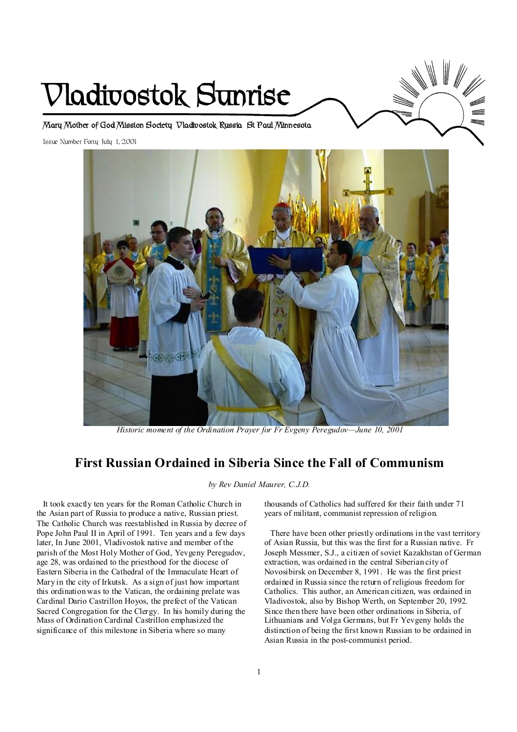# Vladivostok Sunrise

Mary Mother of God Mission Society Vladivostok Russia St Paul Minnesota

Issue Number Forty July 1, 2001

*Historic moment of the Ordination Prayer for Fr Evgeny Peregudov—June 10, 2001*

## First Russian Ordained in Siberia Since the Fall of Communism

*by Rev Daniel Maurer, C.J.D.*

It took exactly ten years for the Roman Catholic Church in the Asian part of Russia to produce a native, Russian priest. The Catholic Church was reestablished in Russia by decree of Pope John Paul II in April of 1991. Ten years and a few days later, In June 2001, Vladivostok native and member of the parish of the Most Holy Mother of God, Yevgeny Peregudov, age 28, was ordained to the priesthood for the diocese of Eastern Siberia in the Cathedral of the Immaculate Heart of Mary in the city of Irkutsk. As a sign of just how important this ordination was to the Vatican, the ordaining prelate was Cardinal Dario Castrillon Hoyos, the prefect of the Vatican Sacred Congregation for the Clergy. In his homily during the Mass of Ordination Cardinal Castrillon emphasized the significance of this milestone in Siberia where so many thousands of Catholics had suffered for their faith under 71 years of militant, communist repression of religion.

There have been other priestly ordinations in the vast territory of Asian Russia, but this was the first for a Russian native. Fr Joseph Messmer, S.J., a citizen of soviet Kazakhstan of German extraction, was ordained in the central Siberian city of Novosibirsk on December 8, 1991. He was the first priest ordained in Russia since the return of religious freedom for Catholics. This author, an American citizen, was ordained in Vladivostok, also by Bishop Werth, on September 20, 1992. Since then there have been other ordinations in Siberia, of Lithuanians and Volga Germans, but Fr Yevgeny holds the distinction of being the first known Russian to be ordained in Asian Russia in the post-communist period.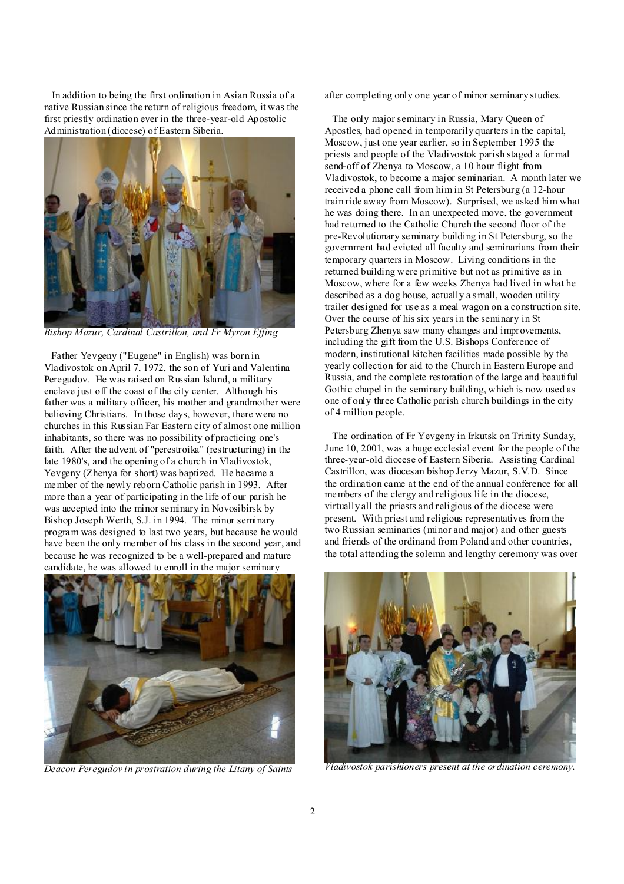In addition to being the first ordination in Asian Russia of a native Russian since the return of religious freedom, it was the first priestly ordination ever in the three-year-old Apostolic Administration (diocese) of Eastern Siberia.

*Bishop Mazur, Cardinal Castrillon, and Fr Myron Effing*

Father Yevgeny ("Eugene" in English) was born in Vladivostok on April 7, 1972, the son of Yuri and Valentina Peregudov. He was raised on Russian Island, a military enclave just off the coast of the city center. Although his father was a military officer, his mother and grandmother were believing Christians. In those days, however, there were no churches in this Russian Far Eastern city of almost one million inhabitants, so there was no possibility of practicing one's faith. After the advent of "perestroika" (restructuring) in the late 1980's, and the opening of a church in Vladivostok, Yevgeny (Zhenya for short) was baptized. He became a member of the newly reborn Catholic parish in 1993. After more than a year of participating in the life of our parish he was accepted into the minor seminary in Novosibirsk by Bishop Joseph Werth, S.J. in 1994. The minor seminary program was designed to last two years, but because he would have been the only member of his class in the second year, and because he was recognized to be a well-prepared and mature candidate, he was allowed to enroll in the major seminary after completing only one year of minor seminary studies.

*Deacon Peregudov in prostration during the Litany of Saints*

The only major seminary in Russia, Mary Queen of Apostles, had opened in temporarily quarters in the capital, Moscow, just one year earlier, so in September 1995 the priests and people of the Vladivostok parish staged a formal send-off of Zhenya to Moscow, a 10 hour flight from Vladivostok, to become a major seminarian. A month later we received a phone call from him in St Petersburg (a 12-hour train ride away from Moscow). Surprised, we asked him what he was doing there. In an unexpected move, the government had returned to the Catholic Church the second floor of the pre-Revolutionary seminary building in St Petersburg, so the government had evicted all faculty and seminarians from their temporary quarters in Moscow. Living conditions in the returned building were primitive but not as primitive as in Moscow, where for a few weeks Zhenya had lived in what he described as a dog house, actually a small, wooden utility trailer designed for use as a meal wagon on a construction site. Over the course of his six years in the seminary in St Petersburg Zhenya saw many changes and improvements, including the gift from the U.S. Bishops Conference of modern, institutional kitchen facilities made possible by the yearly collection for aid to the Church in Eastern Europe and Russia, and the complete restoration of the large and beautiful Gothic chapel in the seminary building, which is now used as one of only three Catholic parish church buildings in the city of 4 million people.

The ordination of Fr Yevgeny in Irkutsk on Trinity Sunday, June 10, 2001, was a huge ecclesial event for the people of the three-year-old diocese of Eastern Siberia. Assisting Cardinal Castrillon, was diocesan bishop Jerzy Mazur, S.V.D. Since the ordination came at the end of the annual conference for all members of the clergy and religious life in the diocese, virtually all the priests and religious of the diocese were present. With priest and religious representatives from the two Russian seminaries (minor and major) and other guests and friends of the ordinand from Poland and other countries, the total attending the solemn and lengthy ceremony was over

*Vladivostok parishioners present at the ordination ceremony.*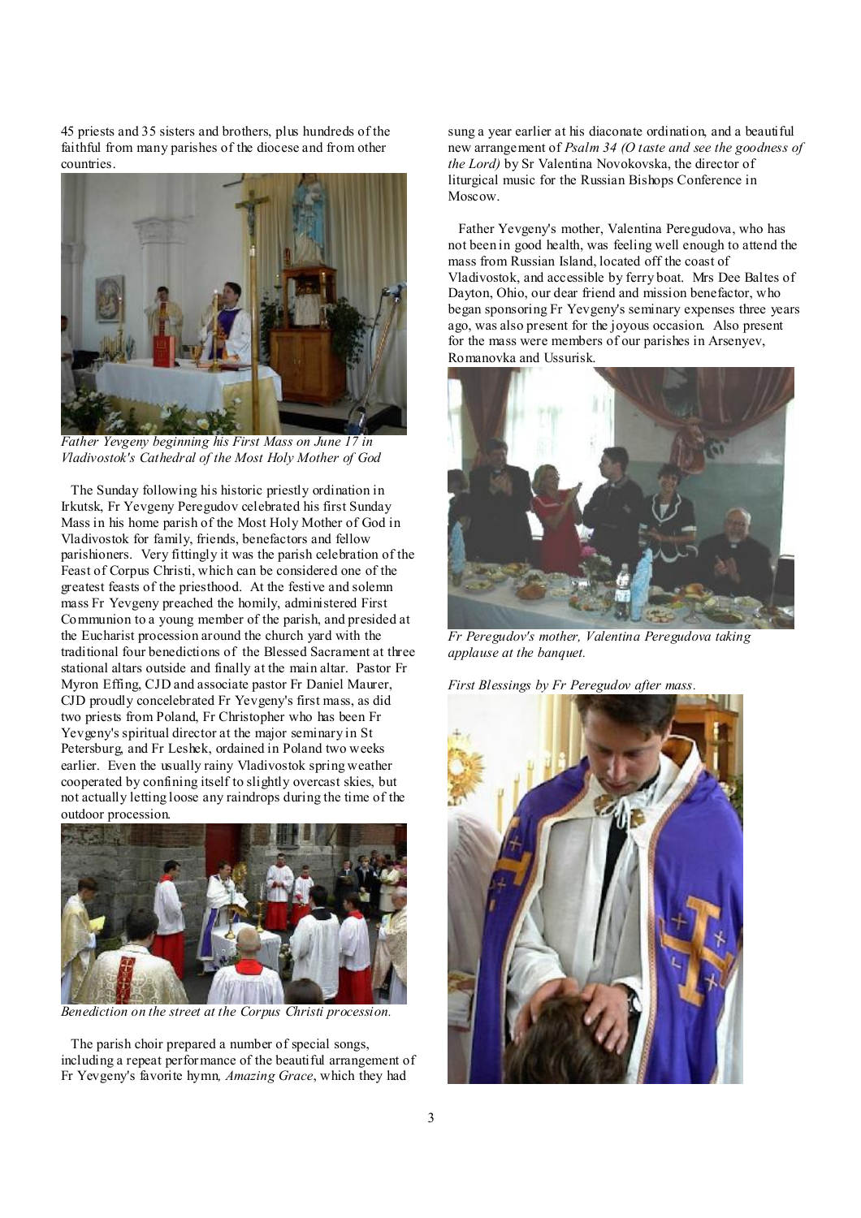45 priests and 35 sisters and brothers, plus hundreds of the faithful from many parishes of the diocese and from other countries.

*Father Yevgeny beginning his First Mass on June 17 in Vladivostok's Cathedral of the Most Holy Mother of God*

The Sunday following his historic priestly ordination in Irkutsk, Fr Yevgeny Peregudov celebrated his first Sunday Mass in his home parish of the Most Holy Mother of God in Vladivostok for family, friends, benefactors and fellow parishioners. Very fittingly it was the parish celebration of the Feast of Corpus Christi, which can be considered one of the greatest feasts of the priesthood. At the festive and solemn mass Fr Yevgeny preached the homily, administered First Communion to a young member of the parish, and presided at the Eucharist procession around the church yard with the traditional four benedictions of the Blessed Sacrament at three stational altars outside and finally at the main altar. Pastor Fr Myron Effing, CJD and associate pastor Fr Daniel Maurer, CJD proudly concelebrated Fr Yevgeny's first mass, as did two priests from Poland, Fr Christopher who has been Fr Yevgeny's spiritual director at the major seminary in St Petersburg, and Fr Leshek, ordained in Poland two weeks earlier. Even the usually rainy Vladivostok spring weather cooperated by confining itself to slightly overcast skies, but not actually letting loose any raindrops during the time of the outdoor procession.

*Benediction on the street at the Corpus Christi procession.*

The parish choir prepared a number of special songs, including a repeat performance of the beautiful arrangement of Fr Yevgeny's favorite hymn, *Amazing Grace*, which they had sung a year earlier at his diaconate ordination, and a beautiful new arrangement of *Psalm 34 (O taste and see the goodness of the Lord)* by Sr Valentina Novokovska, the director of liturgical music for the Russian Bishops Conference in Moscow.

Father Yevgeny's mother, Valentina Peregudova, who has not been in good health, was feeling well enough to attend the mass from Russian Island, located off the coast of Vladivostok, and accessible by ferry boat. Mrs Dee Baltes of Dayton, Ohio, our dear friend and mission benefactor, who began sponsoring Fr Yevgeny's seminary expenses three years ago, was also present for the joyous occasion. Also present for the mass were members of our parishes in Arsenyev, Romanovka and Ussurisk.

*Fr Peregudov's mother, Valentina Peregudova taking applause at the banquet.*

*First Blessings by Fr Peregudov after mass.*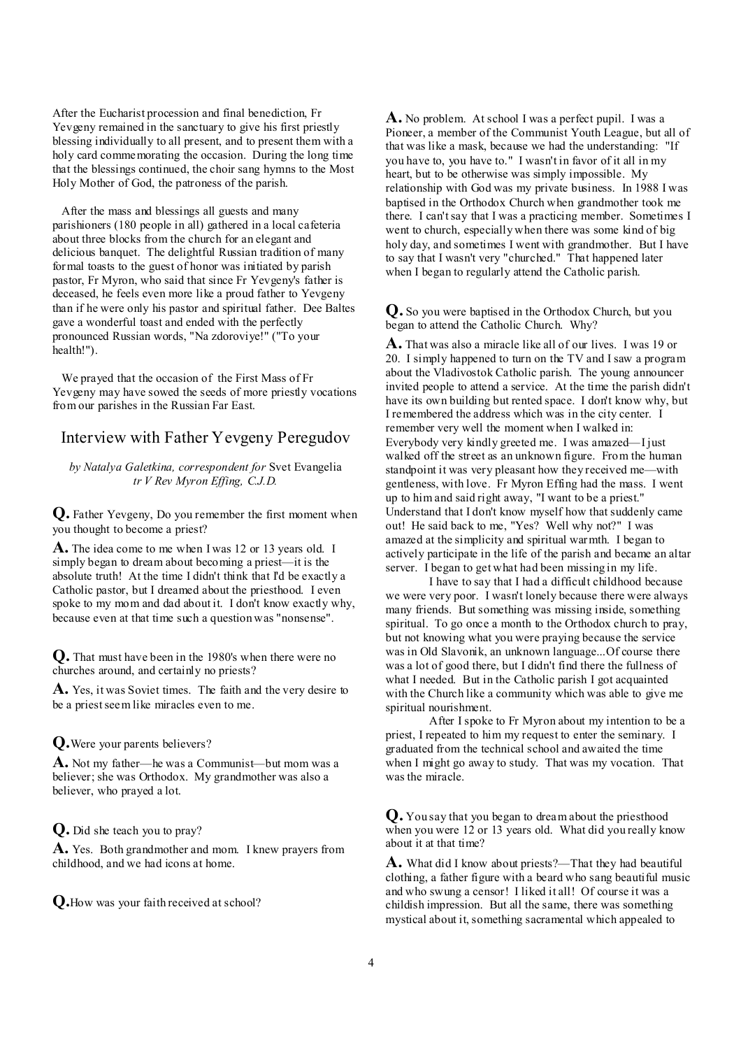After the Eucharist procession and final benediction, Fr Yevgeny remained in the sanctuary to give his first priestly blessing individually to all present, and to present them with a holy card commemorating the occasion. During the long time that the blessings continued, the choir sang hymns to the Most Holy Mother of God, the patroness of the parish.

After the mass and blessings all guests and many parishioners (180 people in all) gathered in a local cafeteria about three blocks from the church for an elegant and delicious banquet. The delightful Russian tradition of many formal toasts to the guest of honor was initiated by parish pastor, Fr Myron, who said that since Fr Yevgeny's father is deceased, he feels even more like a proud father to Yevgeny than if he were only his pastor and spiritual father. Dee Baltes gave a wonderful toast and ended with the perfectly pronounced Russian words, "Na zdoroviye!" ("To your health!").

We prayed that the occasion of the First Mass of Fr Yevgeny may have sowed the seeds of more priestly vocations from our parishes in the Russian Far East.

## Interview with Father Yevgeny Peregudov

*by Natalya Galetkina, correspondent for* Svet Evangelia
*tr V Rev Myron Effing, C.J.D.*

**Q.** Father Yevgeny, Do you remember the first moment when you thought to become a priest?

**A.** The idea come to me when I was 12 or 13 years old. I simply began to dream about becoming a priest—it is the absolute truth! At the time I didn't think that I'd be exactly a Catholic pastor, but I dreamed about the priesthood. I even spoke to my mom and dad about it. I don't know exactly why, because even at that time such a question was "nonsense".

**Q.** That must have been in the 1980's when there were no churches around, and certainly no priests?

**A.** Yes, it was Soviet times. The faith and the very desire to be a priest seem like miracles even to me.

**Q.** Were your parents believers?

**A.** Not my father—he was a Communist—but mom was a believer; she was Orthodox. My grandmother was also a believer, who prayed a lot.

**Q.** Did she teach you to pray?

**A.** Yes. Both grandmother and mom. I knew prayers from childhood, and we had icons at home.

**Q.** How was your faith received at school?

**A.** No problem. At school I was a perfect pupil. I was a Pioneer, a member of the Communist Youth League, but all of that was like a mask, because we had the understanding: "If you have to, you have to." I wasn't in favor of it all in my heart, but to be otherwise was simply impossible. My relationship with God was my private business. In 1988 I was baptised in the Orthodox Church when grandmother took me there. I can't say that I was a practicing member. Sometimes I went to church, especially when there was some kind of big holy day, and sometimes I went with grandmother. But I have to say that I wasn't very "churched." That happened later when I began to regularly attend the Catholic parish.

**Q.** So you were baptised in the Orthodox Church, but you began to attend the Catholic Church. Why?

**A.** That was also a miracle like all of our lives. I was 19 or 20. I simply happened to turn on the TV and I saw a program about the Vladivostok Catholic parish. The young announcer invited people to attend a service. At the time the parish didn't have its own building but rented space. I don't know why, but I remembered the address which was in the city center. I remember very well the moment when I walked in: Everybody very kindly greeted me. I was amazed—I just walked off the street as an unknown figure. From the human standpoint it was very pleasant how they received me—with gentleness, with love. Fr Myron Effing had the mass. I went up to him and said right away, "I want to be a priest." Understand that I don't know myself how that suddenly came out! He said back to me, "Yes? Well why not?" I was amazed at the simplicity and spiritual warmth. I began to actively participate in the life of the parish and became an altar server. I began to get what had been missing in my life.

I have to say that I had a difficult childhood because we were very poor. I wasn't lonely because there were always many friends. But something was missing inside, something spiritual. To go once a month to the Orthodox church to pray, but not knowing what you were praying because the service was in Old Slavonik, an unknown language...Of course there was a lot of good there, but I didn't find there the fullness of what I needed. But in the Catholic parish I got acquainted with the Church like a community which was able to give me spiritual nourishment.

After I spoke to Fr Myron about my intention to be a priest, I repeated to him my request to enter the seminary. I graduated from the technical school and awaited the time when I might go away to study. That was my vocation. That was the miracle.

**Q.** You say that you began to dream about the priesthood when you were 12 or 13 years old. What did you really know about it at that time?

**A.** What did I know about priests?—That they had beautiful clothing, a father figure with a beard who sang beautiful music and who swung a censor! I liked it all! Of course it was a childish impression. But all the same, there was something mystical about it, something sacramental which appealed to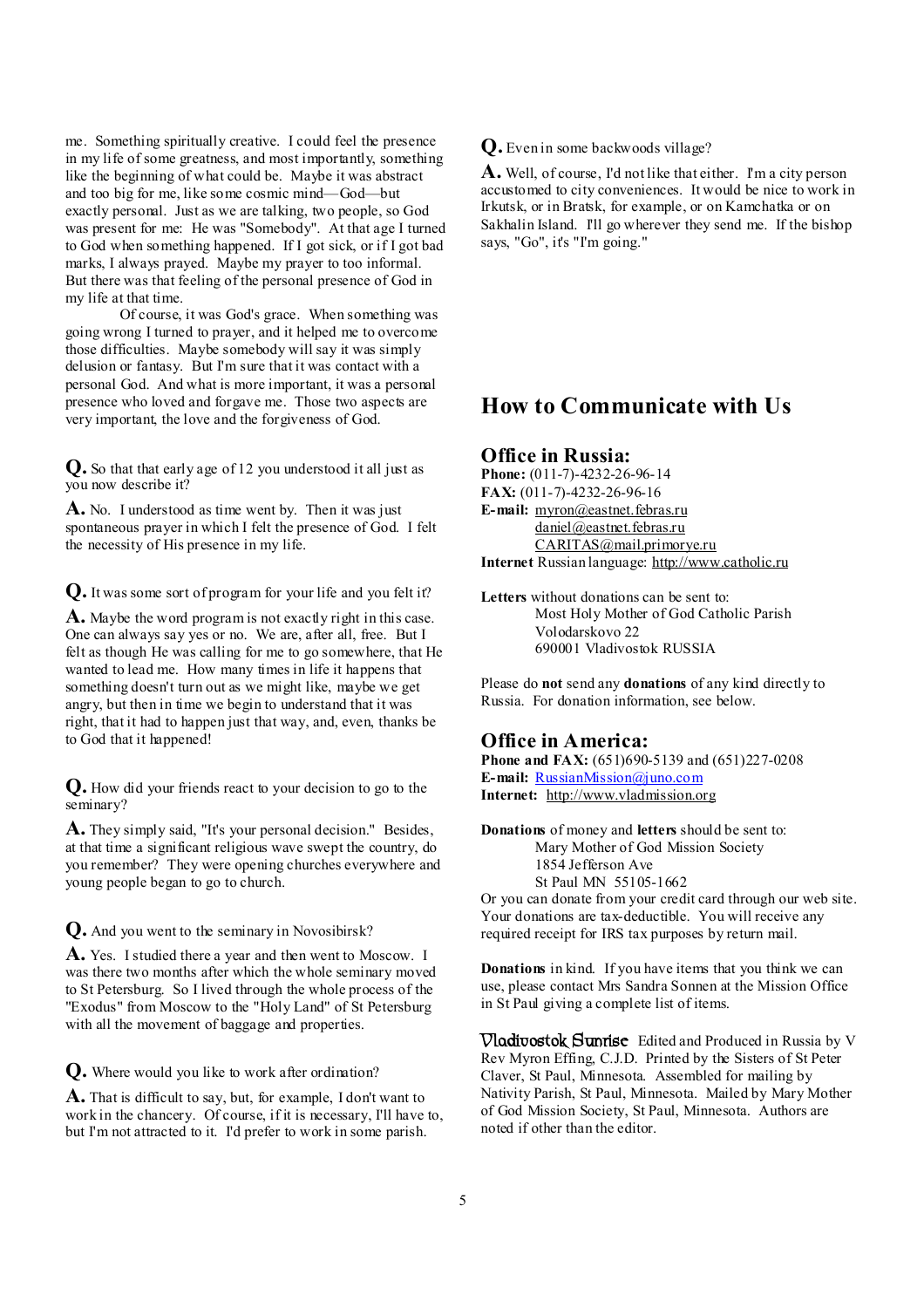me. Something spiritually creative. I could feel the presence in my life of some greatness, and most importantly, something like the beginning of what could be. Maybe it was abstract and too big for me, like some cosmic mind—God—but exactly personal. Just as we are talking, two people, so God was present for me: He was "Somebody". At that age I turned to God when something happened. If I got sick, or if I got bad marks, I always prayed. Maybe my prayer to too informal. But there was that feeling of the personal presence of God in my life at that time.

Of course, it was God's grace. When something was going wrong I turned to prayer, and it helped me to overcome those difficulties. Maybe somebody will say it was simply delusion or fantasy. But I'm sure that it was contact with a personal God. And what is more important, it was a personal presence who loved and forgave me. Those two aspects are very important, the love and the forgiveness of God.

**Q.** So that that early age of 12 you understood it all just as you now describe it?

**A.** No. I understood as time went by. Then it was just spontaneous prayer in which I felt the presence of God. I felt the necessity of His presence in my life.

**Q.** It was some sort of program for your life and you felt it?

**A.** Maybe the word program is not exactly right in this case. One can always say yes or no. We are, after all, free. But I felt as though He was calling for me to go somewhere, that He wanted to lead me. How many times in life it happens that something doesn't turn out as we might like, maybe we get angry, but then in time we begin to understand that it was right, that it had to happen just that way, and, even, thanks be to God that it happened!

**Q.** How did your friends react to your decision to go to the seminary?

**A.** They simply said, "It's your personal decision." Besides, at that time a significant religious wave swept the country, do you remember? They were opening churches everywhere and young people began to go to church.

**Q.** And you went to the seminary in Novosibirsk?

**A.** Yes. I studied there a year and then went to Moscow. I was there two months after which the whole seminary moved to St Petersburg. So I lived through the whole process of the "Exodus" from Moscow to the "Holy Land" of St Petersburg with all the movement of baggage and properties.

**Q.** Where would you like to work after ordination?

**A.** That is difficult to say, but, for example, I don't want to work in the chancery. Of course, if it is necessary, I'll have to, but I'm not attracted to it. I'd prefer to work in some parish.

**Q.** Even in some backwoods village?

**A.** Well, of course, I'd not like that either. I'm a city person accustomed to city conveniences. It would be nice to work in Irkutsk, or in Bratsk, for example, or on Kamchatka or on Sakhalin Island. I'll go wherever they send me. If the bishop says, "Go", it's "I'm going."

# How to Communicate with Us

## Office in Russia:

**Phone:** (011-7)-4232-26-96-14
**FAX:** (011-7)-4232-26-96-16
**E-mail:** myron@eastnet.febras.ru
daniel@eastnet.febras.ru
CARITAS@mail.primorye.ru
**Internet** Russian language: http://www.catholic.ru

**Letters** without donations can be sent to:
Most Holy Mother of God Catholic Parish
Volodarskovo 22
690001 Vladivostok RUSSIA

Please do **not** send any **donations** of any kind directly to Russia. For donation information, see below.

## Office in America:

**Phone and FAX:** (651)690-5139 and (651)227-0208
**E-mail:** RussianMission@juno.com
**Internet:** http://www.vladmission.org

**Donations** of money and **letters** should be sent to:
Mary Mother of God Mission Society
1854 Jefferson Ave
St Paul MN 55105-1662
Or you can donate from your credit card through our web site. Your donations are tax-deductible. You will receive any required receipt for IRS tax purposes by return mail.

**Donations** in kind. If you have items that you think we can use, please contact Mrs Sandra Sonnen at the Mission Office in St Paul giving a complete list of items.

**Vladivostok Sunrise** Edited and Produced in Russia by V Rev Myron Effing, C.J.D. Printed by the Sisters of St Peter Claver, St Paul, Minnesota. Assembled for mailing by Nativity Parish, St Paul, Minnesota. Mailed by Mary Mother of God Mission Society, St Paul, Minnesota. Authors are noted if other than the editor.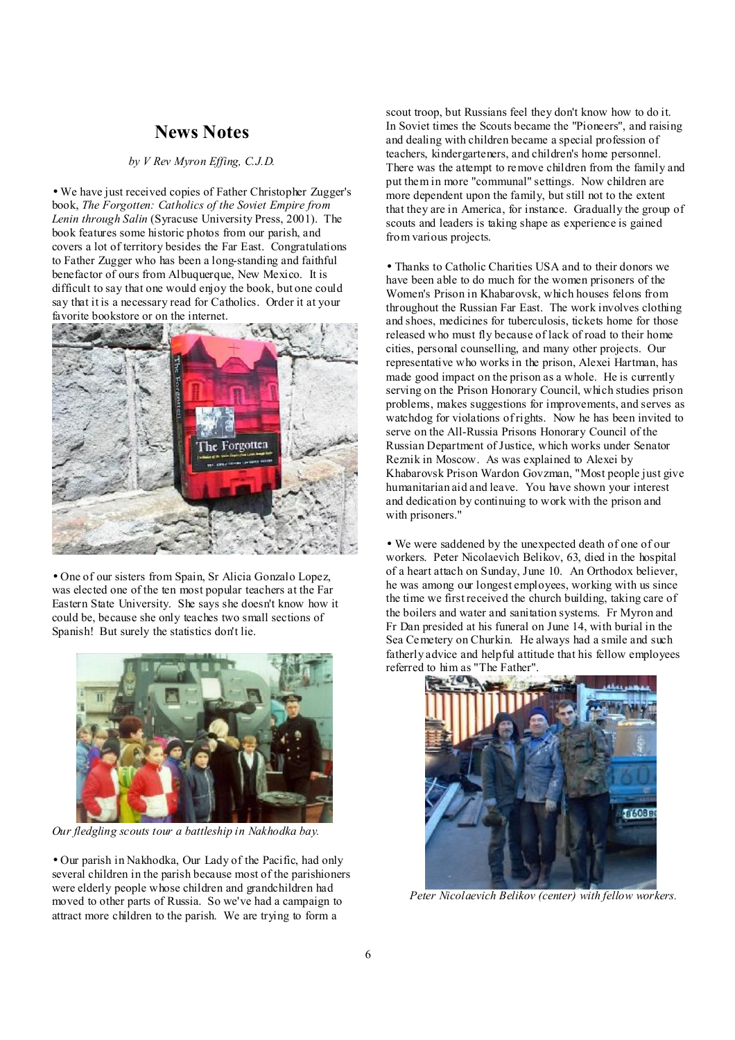## News Notes

*by V Rev Myron Effing, C.J.D.*

• We have just received copies of Father Christopher Zugger's book, *The Forgotten: Catholics of the Soviet Empire from Lenin through Salin* (Syracuse University Press, 2001). The book features some historic photos from our parish, and covers a lot of territory besides the Far East. Congratulations to Father Zugger who has been a long-standing and faithful benefactor of ours from Albuquerque, New Mexico. It is difficult to say that one would enjoy the book, but one could say that it is a necessary read for Catholics. Order it at your favorite bookstore or on the internet.

• One of our sisters from Spain, Sr Alicia Gonzalo Lopez, was elected one of the ten most popular teachers at the Far Eastern State University. She says she doesn't know how it could be, because she only teaches two small sections of Spanish! But surely the statistics don't lie.

*Our fledgling scouts tour a battleship in Nakhodka bay.*

• Our parish in Nakhodka, Our Lady of the Pacific, had only several children in the parish because most of the parishioners were elderly people whose children and grandchildren had moved to other parts of Russia. So we've had a campaign to attract more children to the parish. We are trying to form a scout troop, but Russians feel they don't know how to do it. In Soviet times the Scouts became the "Pioneers", and raising and dealing with children became a special profession of teachers, kindergarteners, and children's home personnel. There was the attempt to remove children from the family and put them in more "communal" settings. Now children are more dependent upon the family, but still not to the extent that they are in America, for instance. Gradually the group of scouts and leaders is taking shape as experience is gained from various projects.

• Thanks to Catholic Charities USA and to their donors we have been able to do much for the women prisoners of the Women's Prison in Khabarovsk, which houses felons from throughout the Russian Far East. The work involves clothing and shoes, medicines for tuberculosis, tickets home for those released who must fly because of lack of road to their home cities, personal counselling, and many other projects. Our representative who works in the prison, Alexei Hartman, has made good impact on the prison as a whole. He is currently serving on the Prison Honorary Council, which studies prison problems, makes suggestions for improvements, and serves as watchdog for violations of rights. Now he has been invited to serve on the All-Russia Prisons Honorary Council of the Russian Department of Justice, which works under Senator Reznik in Moscow. As was explained to Alexei by Khabarovsk Prison Wardon Govzman, "Most people just give humanitarian aid and leave. You have shown your interest and dedication by continuing to work with the prison and with prisoners."

• We were saddened by the unexpected death of one of our workers. Peter Nicolaevich Belikov, 63, died in the hospital of a heart attach on Sunday, June 10. An Orthodox believer, he was among our longest employees, working with us since the time we first received the church building, taking care of the boilers and water and sanitation systems. Fr Myron and Fr Dan presided at his funeral on June 14, with burial in the Sea Cemetery on Churkin. He always had a smile and such fatherly advice and helpful attitude that his fellow employees referred to him as "The Father".

*Peter Nicolaevich Belikov (center) with fellow workers.*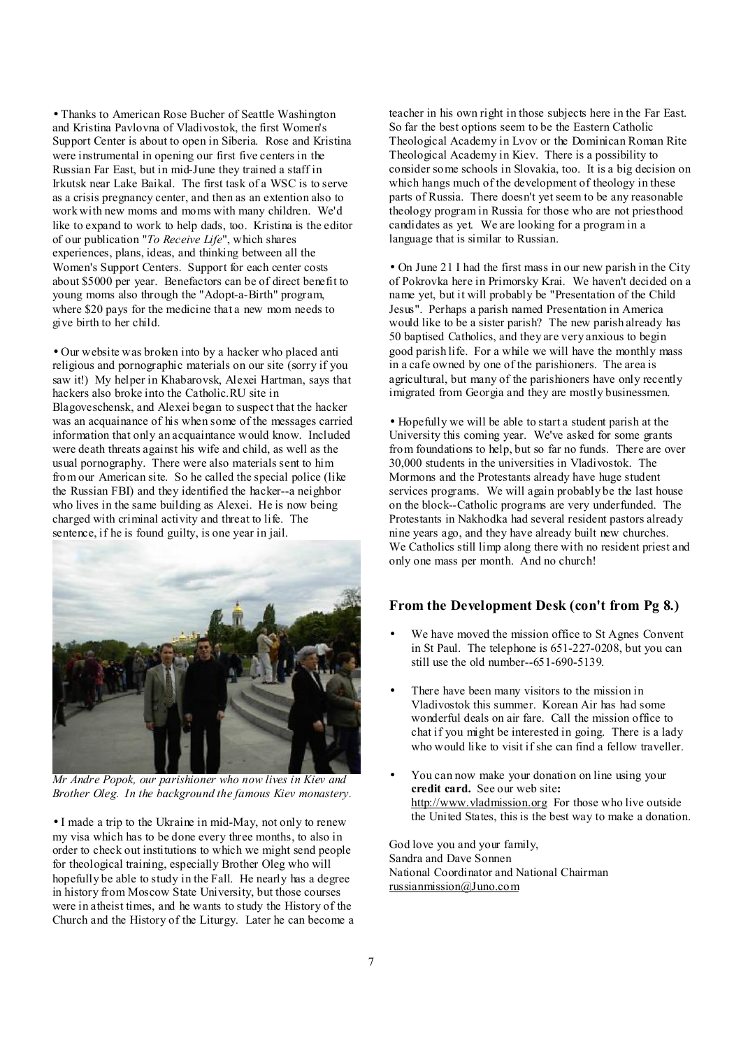• Thanks to American Rose Bucher of Seattle Washington and Kristina Pavlovna of Vladivostok, the first Women's Support Center is about to open in Siberia. Rose and Kristina were instrumental in opening our first five centers in the Russian Far East, but in mid-June they trained a staff in Irkutsk near Lake Baikal. The first task of a WSC is to serve as a crisis pregnancy center, and then as an extention also to work with new moms and moms with many children. We'd like to expand to work to help dads, too. Kristina is the editor of our publication "*To Receive Life*", which shares experiences, plans, ideas, and thinking between all the Women's Support Centers. Support for each center costs about $5000 per year. Benefactors can be of direct benefit to young moms also through the "Adopt-a-Birth" program, where $20 pays for the medicine that a new mom needs to give birth to her child.

• Our website was broken into by a hacker who placed anti religious and pornographic materials on our site (sorry if you saw it!) My helper in Khabarovsk, Alexei Hartman, says that hackers also broke into the Catholic.RU site in Blagoveschensk, and Alexei began to suspect that the hacker was an acquainance of his when some of the messages carried information that only an acquainance would know. Included were death threats against his wife and child, as well as the usual pornography. There were also materials sent to him from our American site. So he called the special police (like the Russian FBI) and they identified the hacker--a neighbor who lives in the same building as Alexei. He is now being charged with criminal activity and threat to life. The sentence, if he is found guilty, is one year in jail.

*Mr Andre Popok, our parishioner who now lives in Kiev and Brother Oleg. In the background the famous Kiev monastery.*

• I made a trip to the Ukraine in mid-May, not only to renew my visa which has to be done every three months, to also in order to check out institutions to which we might send people for theological training, especially Brother Oleg who will hopefully be able to study in the Fall. He nearly has a degree in history from Moscow State University, but those courses were in atheist times, and he wants to study the History of the Church and the History of the Liturgy. Later he can become a teacher in his own right in those subjects here in the Far East. So far the best options seem to be the Eastern Catholic Theological Academy in Lvov or the Dominican Roman Rite Theological Academy in Kiev. There is a possibility to consider some schools in Slovakia, too. It is a big decision on which hangs much of the development of theology in these parts of Russia. There doesn't yet seem to be any reasonable theology program in Russia for those who are not priesthood candidates as yet. We are looking for a program in a language that is similar to Russian.

• On June 21 I had the first mass in our new parish in the City of Pokrovka here in Primorsky Krai. We haven't decided on a name yet, but it will probably be "Presentation of the Child Jesus". Perhaps a parish named Presentation in America would like to be a sister parish? The new parish already has 50 baptised Catholics, and they are very anxious to begin good parish life. For a while we will have the monthly mass in a cafe owned by one of the parishioners. The area is agricultural, but many of the parishioners have only recently imigrated from Georgia and they are mostly businessmen.

• Hopefully we will be able to start a student parish at the University this coming year. We've asked for some grants from foundations to help, but so far no funds. There are over 30,000 students in the universities in Vladivostok. The Mormons and the Protestants already have huge student services programs. We will again probably be the last house on the block--Catholic programs are very underfunded. The Protestants in Nakhodka had several resident pastors already nine years ago, and they have already built new churches. We Catholics still limp along there with no resident priest and only one mass per month. And no church!

### From the Development Desk (con't from Pg 8.)

- We have moved the mission office to St Agnes Convent in St Paul. The telephone is 651-227-0208, but you can still use the old number--651-690-5139.
- There have been many visitors to the mission in Vladivostok this summer. Korean Air has had some wonderful deals on air fare. Call the mission office to chat if you might be interested in going. There is a lady who would like to visit if she can find a fellow traveller.
- You can now make your donation on line using your **credit card.** See our web site**:** http://www.vladmission.org For those who live outside the United States, this is the best way to make a donation.

God love you and your family,
Sandra and Dave Sonnen
National Coordinator and National Chairman
russianmission@Juno.com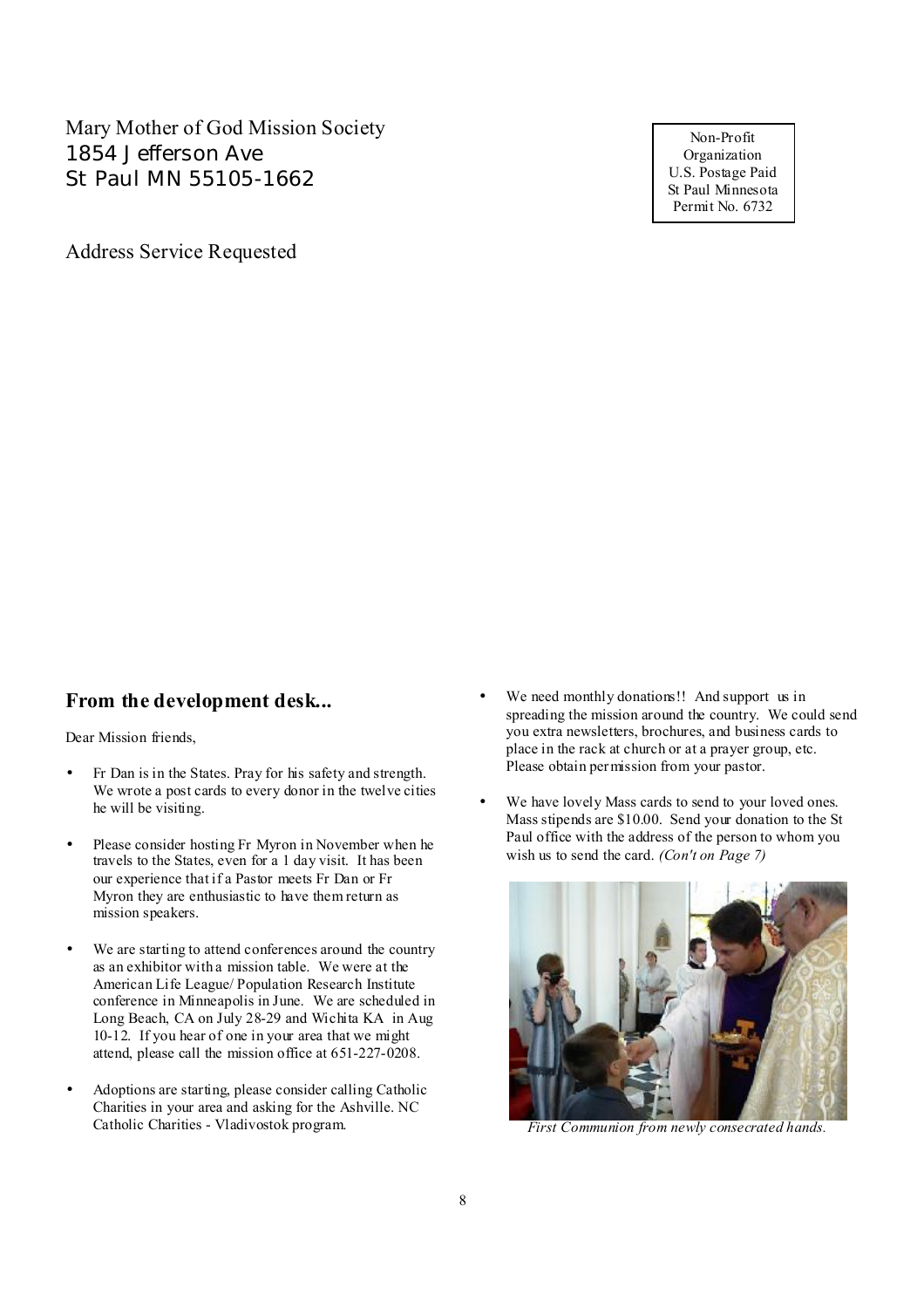Mary Mother of God Mission Society
1854 Jefferson Ave
St Paul MN 55105-1662

Address Service Requested

Non-Profit
Organization
U.S. Postage Paid
St Paul Minnesota
Permit No. 6732

## From the development desk...

Dear Mission friends,

- Fr Dan is in the States. Pray for his safety and strength. We wrote a post cards to every donor in the twelve cities he will be visiting.
- Please consider hosting Fr Myron in November when he travels to the States, even for a 1 day visit. It has been our experience that if a Pastor meets Fr Dan or Fr Myron they are enthusiastic to have them return as mission speakers.
- We are starting to attend conferences around the country as an exhibitor with a mission table. We were at the American Life League/ Population Research Institute conference in Minneapolis in June. We are scheduled in Long Beach, CA on July 28-29 and Wichita KA in Aug 10-12. If you hear of one in your area that we might attend, please call the mission office at 651-227-0208.
- Adoptions are starting, please consider calling Catholic Charities in your area and asking for the Ashville. NC Catholic Charities - Vladivostok program.
- We need monthly donations!! And support us in spreading the mission around the country. We could send you extra newsletters, brochures, and business cards to place in the rack at church or at a prayer group, etc. Please obtain permission from your pastor.
- We have lovely Mass cards to send to your loved ones. Mass stipends are $10.00. Send your donation to the St Paul office with the address of the person to whom you wish us to send the card. *(Con't on Page 7)*

*First Communion from newly consecrated hands.*